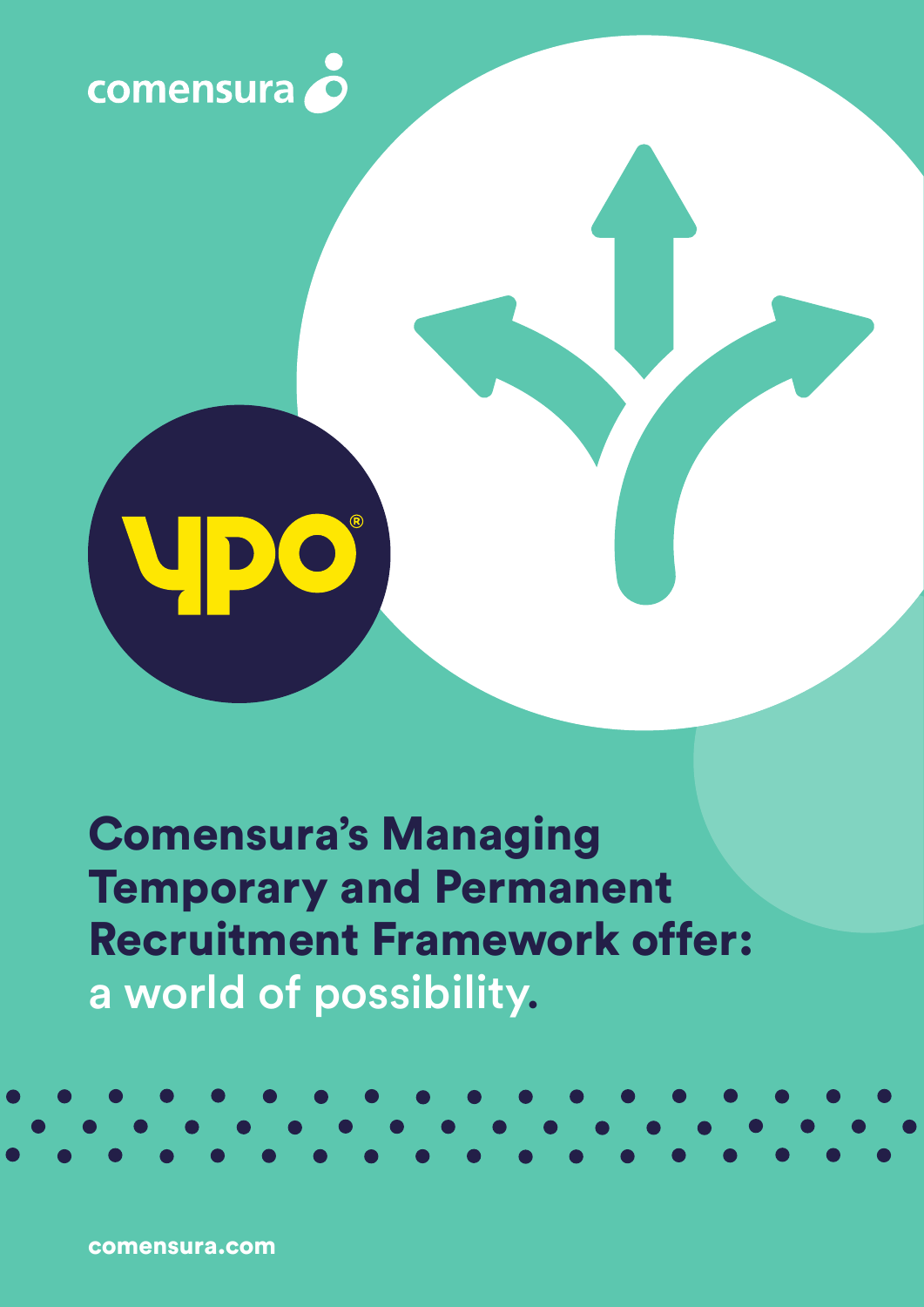comensura

ypo®

# Comensura's Managing Temporary and Permanent Recruitment Framework offer: a world of possibility.

comensura.com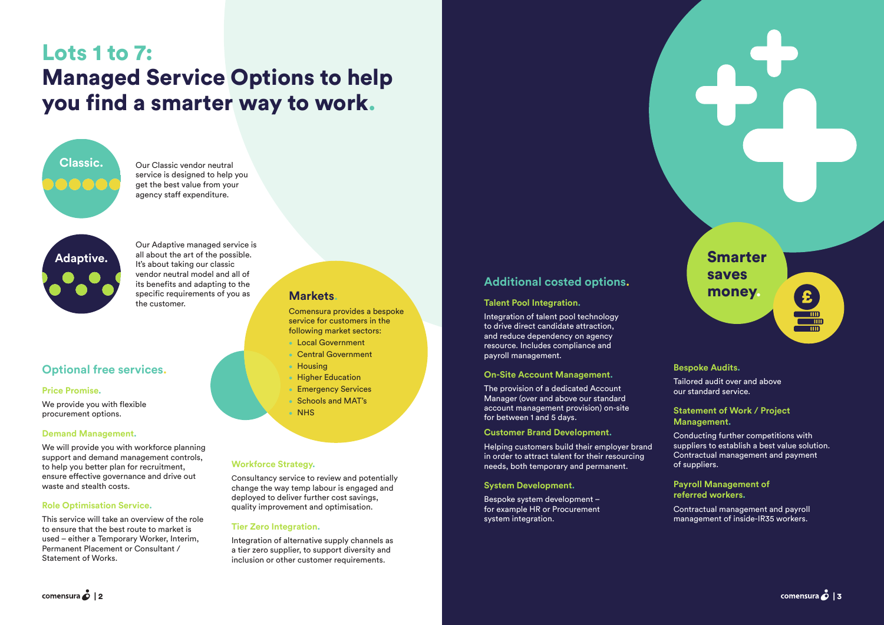# Lots 1 to 7: Managed Service Options to help you find a smarter way to work.

### Classic.

Our Classic vendor neutral service is designed to help you get the best value from your agency staff expenditure.

### Adaptive.

Our Adaptive managed service is all about the art of the possible. It's about taking our classic vendor neutral model and all of its benefits and adapting to the specific requirements of you as the customer.

## Markets.

Comensura provides a bespoke service for customers in the following market sectors:

- Local Government
- Central Government
- Housing
- Higher Education
- Emergency Services
- Schools and MAT's
- NHS

## Optional free services.

### Price Promise.

We provide you with flexible procurement options.

### Demand Management.

We will provide you with workforce planning support and demand management controls, to help you better plan for recruitment, ensure effective governance and drive out waste and stealth costs.

### Role Optimisation Service.

This service will take an overview of the role to ensure that the best route to market is used – either a Temporary Worker, Interim, Permanent Placement or Consultant / Statement of Works.

### Workforce Strategy.

Consultancy service to review and potentially change the way temp labour is engaged and deployed to deliver further cost savings, quality improvement and optimisation.

### Tier Zero Integration.

Integration of alternative supply channels as a tier zero supplier, to support diversity and inclusion or other customer requirements.

## Additional costed options.

### Talent Pool Integration.

Integration of talent pool technology to drive direct candidate attraction, and reduce dependency on agency resource. Includes compliance and payroll management.

### On-Site Account Management.

The provision of a dedicated Account Manager (over and above our standard account management provision) on-site for between 1 and 5 days.

### Customer Brand Development.

Helping customers build their employer brand in order to attract talent for their resourcing needs, both temporary and permanent.

### System Development.

Bespoke system development – for example HR or Procurement system integration.

**Smarter saves money.**

### Bespoke Audits.

Tailored audit over and above our standard service.

### Statement of Work / Project Management.

Conducting further competitions with suppliers to establish a best value solution. Contractual management and payment of suppliers.

### Payroll Management of referred workers.

Contractual management and payroll management of inside-IR35 workers.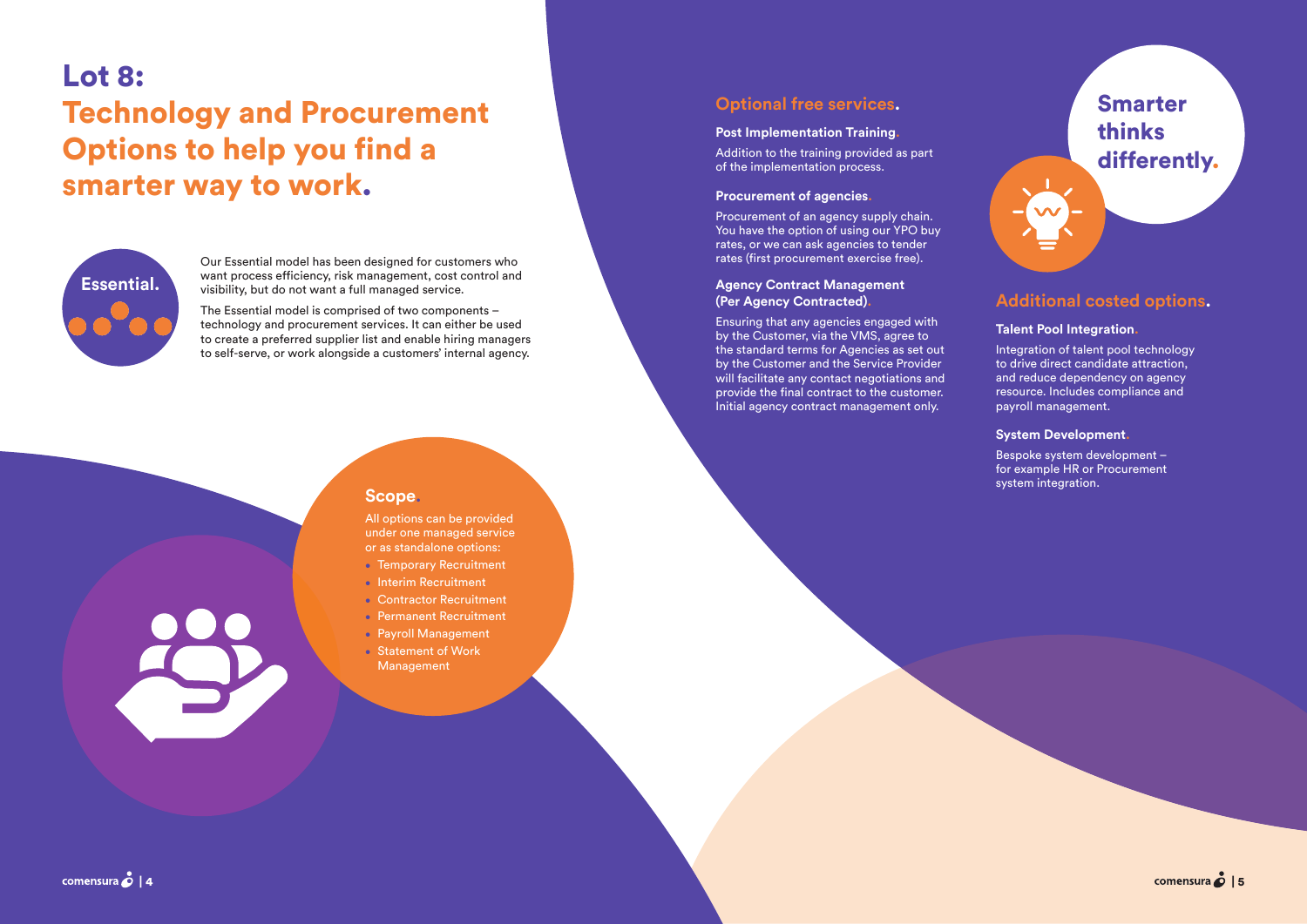# Lot 8: Technology and Procurement Options to help you find a smarter way to work.

**Essential.**

Our Essential model has been designed for customers who want process efficiency, risk management, cost control and visibility, but do not want a full managed service.

The Essential model is comprised of two components – technology and procurement services. It can either be used to create a preferred supplier list and enable hiring managers to self-serve, or work alongside a customers' internal agency.

## Scope.

All options can be provided under one managed service or as standalone options:

- Temporary Recruitment
- Interim Recruitment
- Contractor Recruitment
- Permanent Recruitment
- Payroll Management
- Statement of Work Management

## Optional free services.

### Post Implementation Training.

Addition to the training provided as part of the implementation process.

### Procurement of agencies.

Procurement of an agency supply chain. You have the option of using our YPO buy rates, or we can ask agencies to tender rates (first procurement exercise free).

### Agency Contract Management (Per Agency Contracted).

Ensuring that any agencies engaged with by the Customer, via the VMS, agree to the standard terms for Agencies as set out by the Customer and the Service Provider will facilitate any contact negotiations and provide the final contract to the customer. Initial agency contract management only.

**Smarter thinks differently.**

## Additional costed options.

### Talent Pool Integration.

Integration of talent pool technology to drive direct candidate attraction, and reduce dependency on agency resource. Includes compliance and payroll management.

### System Development.

Bespoke system development – for example HR or Procurement system integration.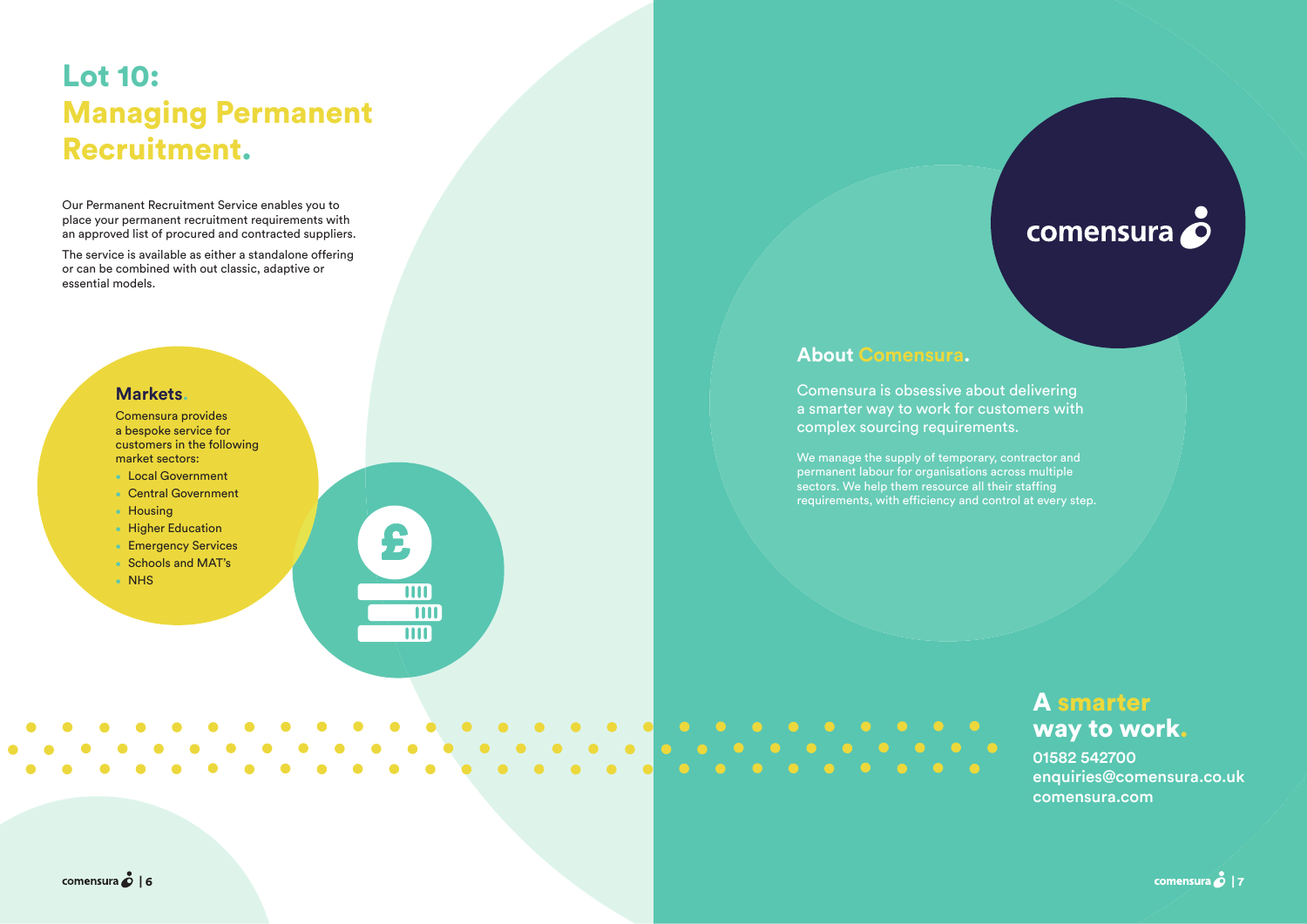# Lot 10: Managing Permanent Recruitment.

Our Permanent Recruitment Service enables you to place your permanent recruitment requirements with an approved list of procured and contracted suppliers.

The service is available as either a standalone offering or can be combined with out classic, adaptive or essential models.

## Markets.

Comensura provides a bespoke service for customers in the following market sectors:

- Local Government
- Central Government
- Housing
- Higher Education
- Emergency Services
- Schools and MAT's
- NHS

comensura

## About Comensura.

Comensura is obsessive about delivering a smarter way to work for customers with complex sourcing requirements.

We manage the supply of temporary, contractor and permanent labour for organisations across multiple sectors. We help them resource all their staffing requirements, with efficiency and control at every step.

## A smarter way to work.

01582 542700
enquiries@comensura.co.uk
comensura.com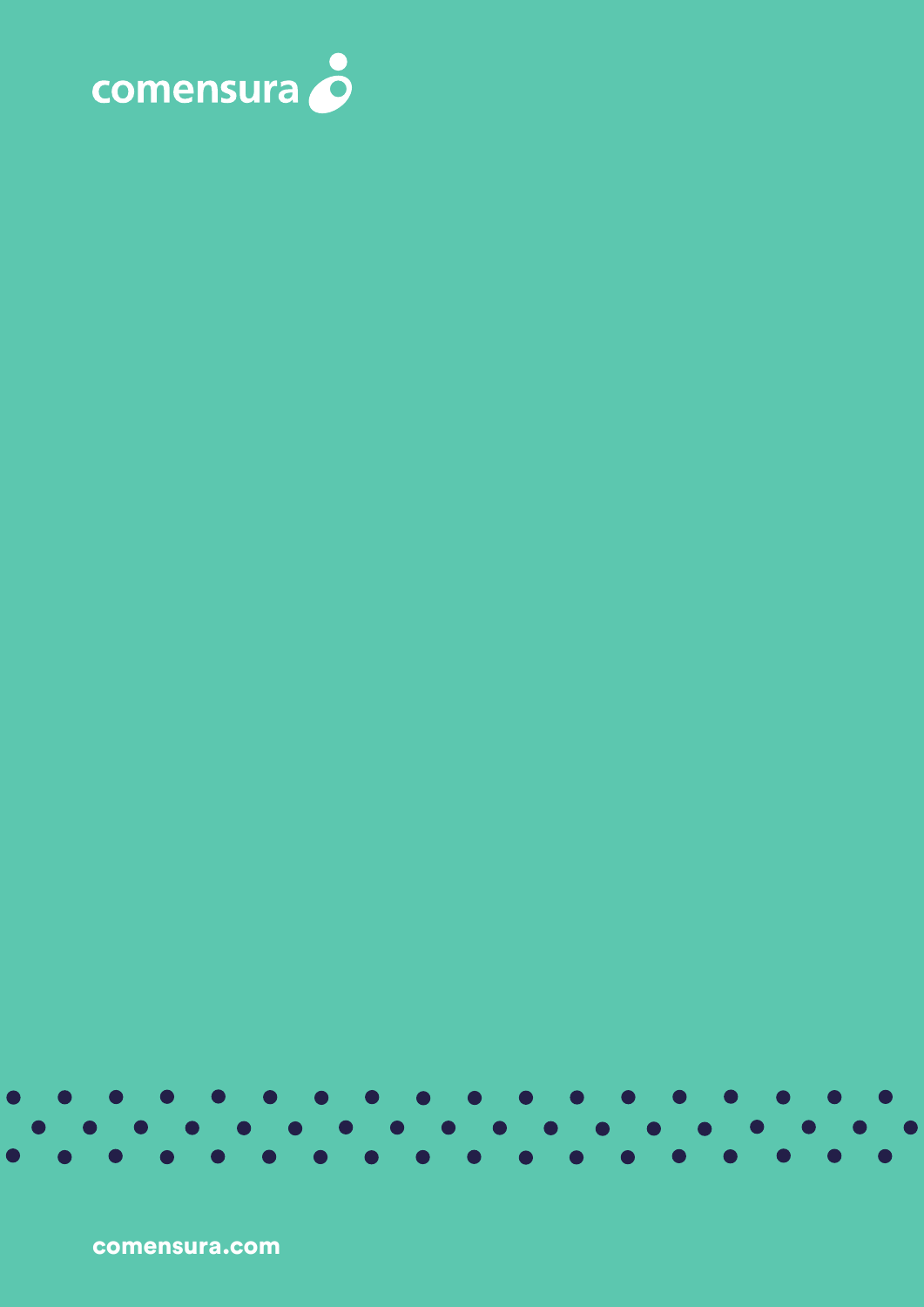comensura

comensura.com